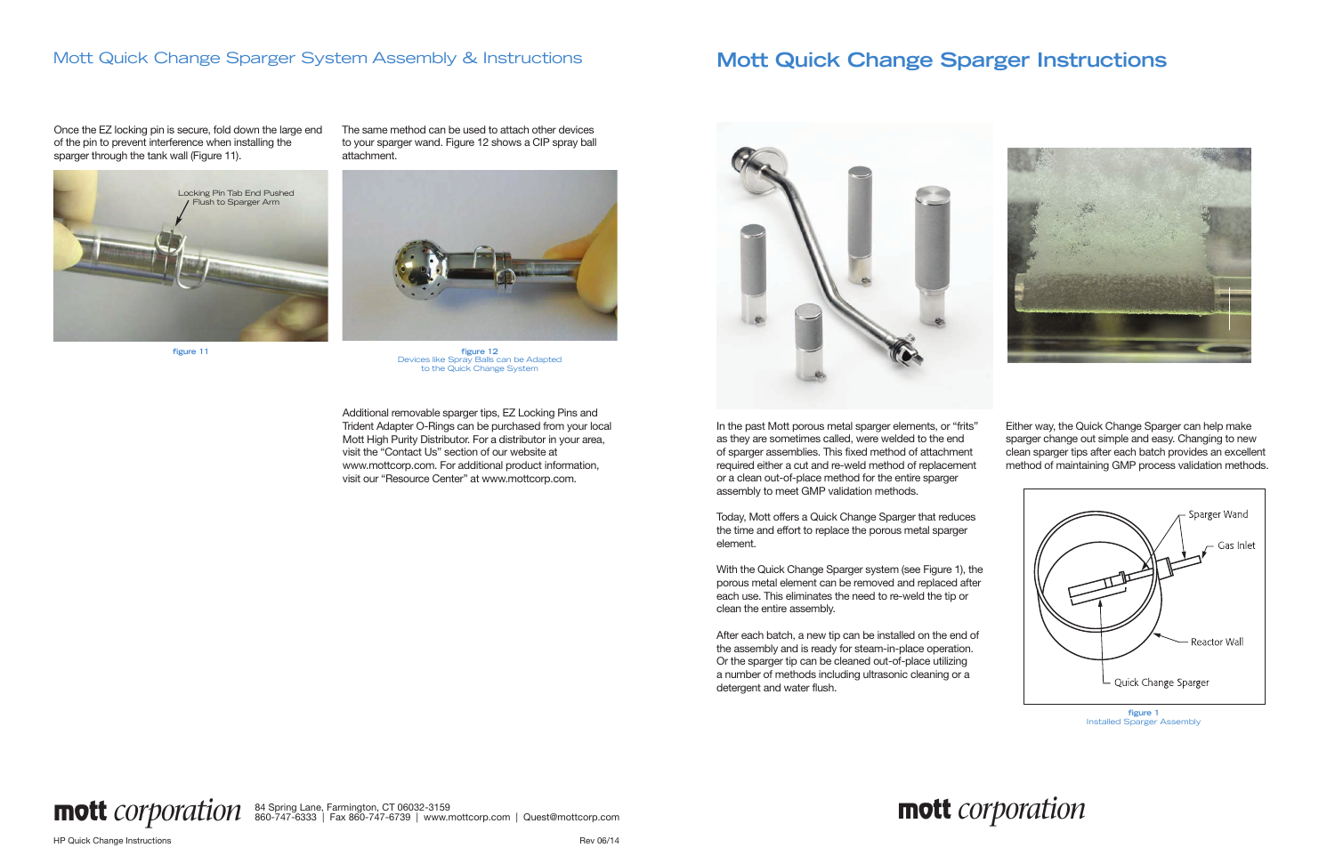## Mott Quick Change Sparger System Assembly & Instructions

Once the EZ locking pin is secure, fold down the large end of the pin to prevent interference when installing the sparger through the tank wall (Figure 11).

Locking Pin Tab End Pushed Flush to Sparger Arm

figure 11

The same method can be used to attach other devices to your sparger wand. Figure 12 shows a CIP spray ball attachment.

figure 12
Devices like Spray Balls can be Adapted to the Quick Change System

Additional removable sparger tips, EZ Locking Pins and Trident Adapter O-Rings can be purchased from your local Mott High Purity Distributor. For a distributor in your area, visit the "Contact Us" section of our website at www.mottcorp.com. For additional product information, visit our "Resource Center" at www.mottcorp.com.

**mott** *corporation* 84 Spring Lane, Farmington, CT 06032-3159
860-747-6333 | Fax 860-747-6739 | www.mottcorp.com | Quest@mottcorp.com

HP Quick Change Instructions Rev 06/14

# Mott Quick Change Sparger Instructions

In the past Mott porous metal sparger elements, or "frits" as they are sometimes called, were welded to the end of sparger assemblies. This fixed method of attachment required either a cut and re-weld method of replacement or a clean out-of-place method for the entire sparger assembly to meet GMP validation methods.

Today, Mott offers a Quick Change Sparger that reduces the time and effort to replace the porous metal sparger element.

With the Quick Change Sparger system (see Figure 1), the porous metal element can be removed and replaced after each use. This eliminates the need to re-weld the tip or clean the entire assembly.

After each batch, a new tip can be installed on the end of the assembly and is ready for steam-in-place operation. Or the sparger tip can be cleaned out-of-place utilizing a number of methods including ultrasonic cleaning or a detergent and water flush.

Either way, the Quick Change Sparger can help make sparger change out simple and easy. Changing to new clean sparger tips after each batch provides an excellent method of maintaining GMP process validation methods.

Sparger Wand
Gas Inlet
Reactor Wall
Quick Change Sparger

figure 1
Installed Sparger Assembly

**mott** *corporation*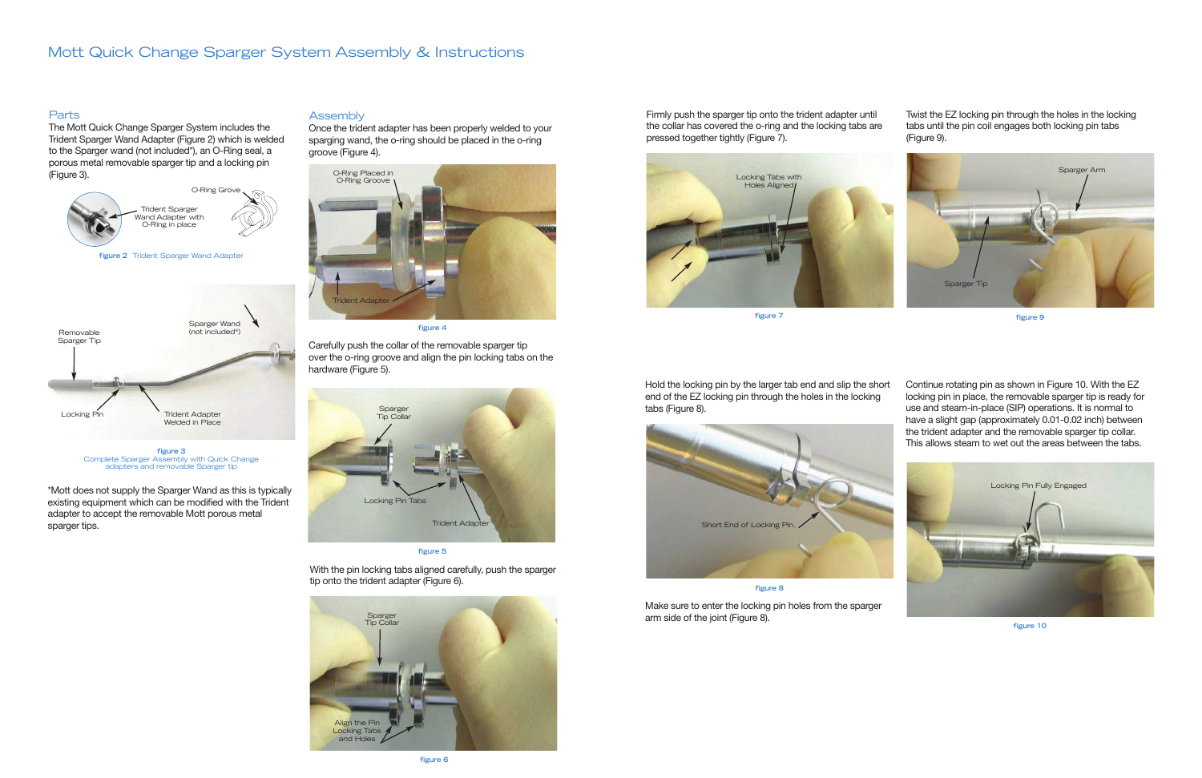# Mott Quick Change Sparger System Assembly & Instructions

## Parts

The Mott Quick Change Sparger System includes the Trident Sparger Wand Adapter (Figure 2) which is welded to the Sparger wand (not included*), an O-Ring seal, a porous metal removable sparger tip and a locking pin (Figure 3).

O-Ring Grove

Trident Sparger Wand Adapter with O-Ring in place

figure 2 Trident Sparger Wand Adapter

Removable Sparger Tip

Sparger Wand (not included*)

Locking Pin

Trident Adapter Welded in Place

figure 3 Complete Sparger Assembly with Quick Change adapters and removable Sparger tip

*Mott does not supply the Sparger Wand as this is typically existing equipment which can be modified with the Trident adapter to accept the removable Mott porous metal sparger tips.

## Assembly

Once the trident adapter has been properly welded to your sparging wand, the o-ring should be placed in the o-ring groove (Figure 4).

O-Ring Placed in O-Ring Groove

Trident Adapter

figure 4

Carefully push the collar of the removable sparger tip over the o-ring groove and align the pin locking tabs on the hardware (Figure 5).

Sparger Tip Collar

Locking Pin Tabs

Trident Adapter

figure 5

With the pin locking tabs aligned carefully, push the sparger tip onto the trident adapter (Figure 6).

Sparger Tip Collar

Align the Pin Locking Tabs and Holes

figure 6

Firmly push the sparger tip onto the trident adapter until the collar has covered the o-ring and the locking tabs are pressed together tightly (Figure 7).

Locking Tabs with Holes Aligned

figure 7

Hold the locking pin by the larger tab end and slip the short end of the EZ locking pin through the holes in the locking tabs (Figure 8).

Short End of Locking Pin.

figure 8

Make sure to enter the locking pin holes from the sparger arm side of the joint (Figure 8).

Twist the EZ locking pin through the holes in the locking tabs until the pin coil engages both locking pin tabs (Figure 9).

Sparger Arm

Sparger Tip

figure 9

Continue rotating pin as shown in Figure 10. With the EZ locking pin in place, the removable sparger tip is ready for use and steam-in-place (SIP) operations. It is normal to have a slight gap (approximately 0.01-0.02 inch) between the trident adapter and the removable sparger tip collar. This allows steam to wet out the areas between the tabs.

Locking Pin Fully Engaged

figure 10